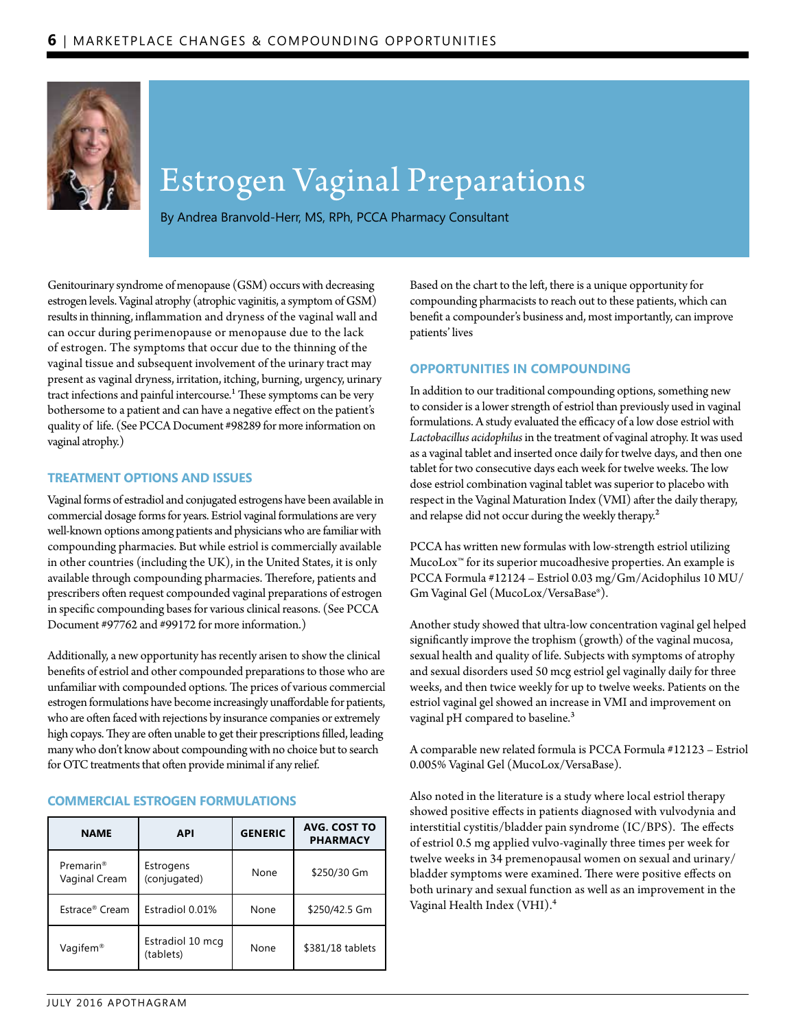# Estrogen Vaginal Preparations

By Andrea Branvold-Herr, MS, RPh, PCCA Pharmacy Consultant

Genitourinary syndrome of menopause (GSM) occurs with decreasing estrogen levels. Vaginal atrophy (atrophic vaginitis, a symptom of GSM) results in thinning, inflammation and dryness of the vaginal wall and can occur during perimenopause or menopause due to the lack of estrogen. The symptoms that occur due to the thinning of the vaginal tissue and subsequent involvement of the urinary tract may present as vaginal dryness, irritation, itching, burning, urgency, urinary tract infections and painful intercourse.[1] These symptoms can be very bothersome to a patient and can have a negative effect on the patient's quality of life. (See PCCA Document #98289 for more information on vaginal atrophy.)

## TREATMENT OPTIONS AND ISSUES

Vaginal forms of estradiol and conjugated estrogens have been available in commercial dosage forms for years. Estriol vaginal formulations are very well-known options among patients and physicians who are familiar with compounding pharmacies. But while estriol is commercially available in other countries (including the UK), in the United States, it is only available through compounding pharmacies. Therefore, patients and prescribers often request compounded vaginal preparations of estrogen in specific compounding bases for various clinical reasons. (See PCCA Document #97762 and #99172 for more information.)

Additionally, a new opportunity has recently arisen to show the clinical benefits of estriol and other compounded preparations to those who are unfamiliar with compounded options. The prices of various commercial estrogen formulations have become increasingly unaffordable for patients, who are often faced with rejections by insurance companies or extremely high copays. They are often unable to get their prescriptions filled, leading many who don't know about compounding with no choice but to search for OTC treatments that often provide minimal if any relief.

## COMMERCIAL ESTROGEN FORMULATIONS

| NAME | API | GENERIC | AVG. COST TO PHARMACY |
|---|---|---|---|
| Premarin® Vaginal Cream | Estrogens (conjugated) | None | $250/30 Gm |
| Estrace® Cream | Estradiol 0.01% | None | $250/42.5 Gm |
| Vagifem® | Estradiol 10 mcg (tablets) | None | $381/18 tablets |

Based on the chart to the left, there is a unique opportunity for compounding pharmacists to reach out to these patients, which can benefit a compounder's business and, most importantly, can improve patients' lives

## OPPORTUNITIES IN COMPOUNDING

In addition to our traditional compounding options, something new to consider is a lower strength of estriol than previously used in vaginal formulations. A study evaluated the efficacy of a low dose estriol with *Lactobacillus acidophilus* in the treatment of vaginal atrophy. It was used as a vaginal tablet and inserted once daily for twelve days, and then one tablet for two consecutive days each week for twelve weeks. The low dose estriol combination vaginal tablet was superior to placebo with respect in the Vaginal Maturation Index (VMI) after the daily therapy, and relapse did not occur during the weekly therapy.[2]

PCCA has written new formulas with low-strength estriol utilizing MucoLox™ for its superior mucoadhesive properties. An example is PCCA Formula #12124 – Estriol 0.03 mg/Gm/Acidophilus 10 MU/Gm Vaginal Gel (MucoLox/VersaBase®).

Another study showed that ultra-low concentration vaginal gel helped significantly improve the trophism (growth) of the vaginal mucosa, sexual health and quality of life. Subjects with symptoms of atrophy and sexual disorders used 50 mcg estriol gel vaginally daily for three weeks, and then twice weekly for up to twelve weeks. Patients on the estriol vaginal gel showed an increase in VMI and improvement on vaginal pH compared to baseline.[3]

A comparable new related formula is PCCA Formula #12123 – Estriol 0.005% Vaginal Gel (MucoLox/VersaBase).

Also noted in the literature is a study where local estriol therapy showed positive effects in patients diagnosed with vulvodynia and interstitial cystitis/bladder pain syndrome (IC/BPS). The effects of estriol 0.5 mg applied vulvo-vaginally three times per week for twelve weeks in 34 premenopausal women on sexual and urinary/bladder symptoms were examined. There were positive effects on both urinary and sexual function as well as an improvement in the Vaginal Health Index (VHI).[4]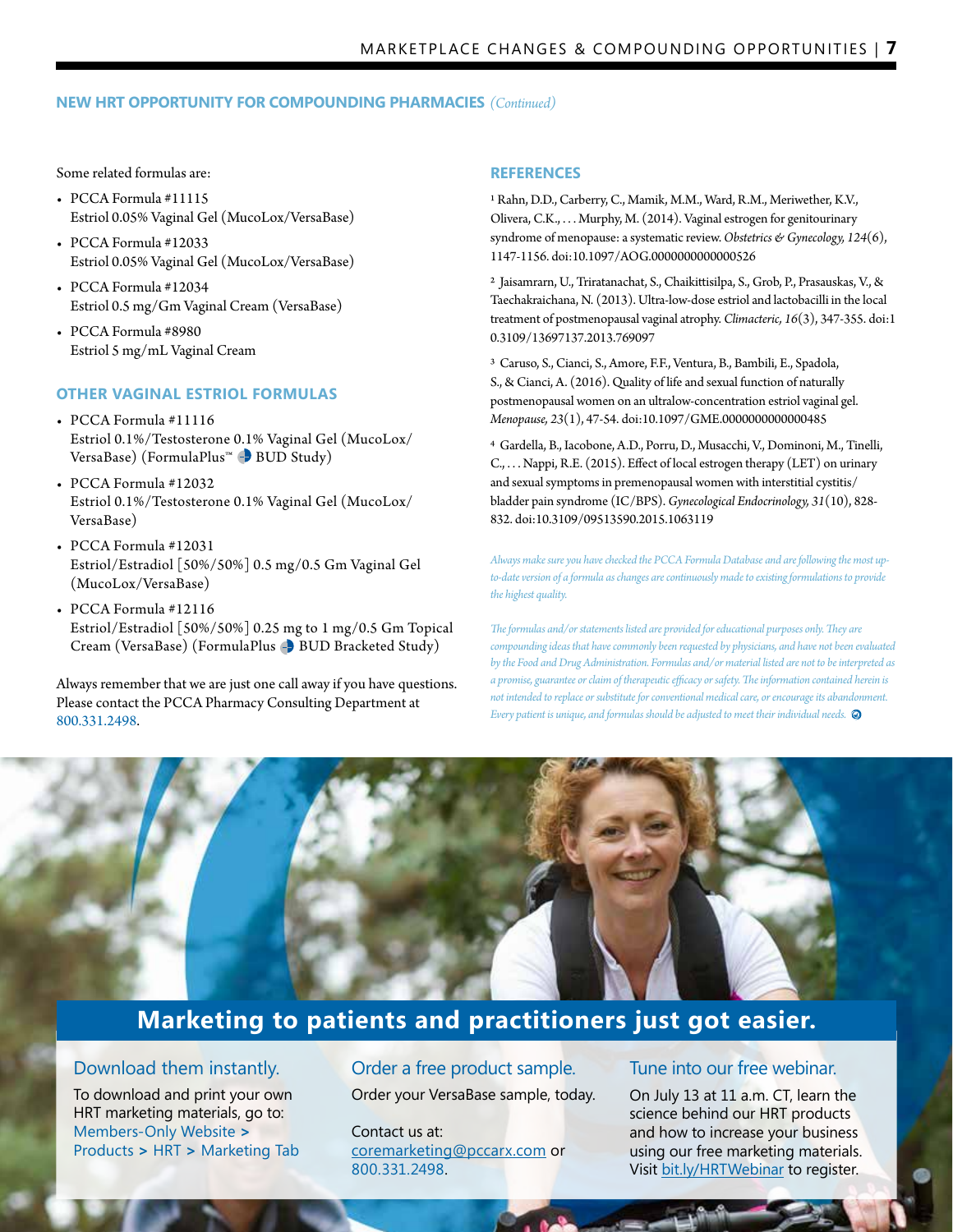## NEW HRT OPPORTUNITY FOR COMPOUNDING PHARMACIES *(Continued)*

Some related formulas are:

- PCCA Formula #11115
  Estriol 0.05% Vaginal Gel (MucoLox/VersaBase)
- PCCA Formula #12033
  Estriol 0.05% Vaginal Gel (MucoLox/VersaBase)
- PCCA Formula #12034
  Estriol 0.5 mg/Gm Vaginal Cream (VersaBase)
- PCCA Formula #8980
  Estriol 5 mg/mL Vaginal Cream

### OTHER VAGINAL ESTRIOL FORMULAS

- PCCA Formula #11116
  Estriol 0.1%/Testosterone 0.1% Vaginal Gel (MucoLox/VersaBase) (FormulaPlus™ BUD Study)
- PCCA Formula #12032
  Estriol 0.1%/Testosterone 0.1% Vaginal Gel (MucoLox/VersaBase)
- PCCA Formula #12031
  Estriol/Estradiol [50%/50%] 0.5 mg/0.5 Gm Vaginal Gel (MucoLox/VersaBase)
- PCCA Formula #12116
  Estriol/Estradiol [50%/50%] 0.25 mg to 1 mg/0.5 Gm Topical Cream (VersaBase) (FormulaPlus BUD Bracketed Study)

Always remember that we are just one call away if you have questions. Please contact the PCCA Pharmacy Consulting Department at 800.331.2498.

### REFERENCES

[1] Rahn, D.D., Carberry, C., Mamik, M.M., Ward, R.M., Meriwether, K.V., Olivera, C.K., . . . Murphy, M. (2014). Vaginal estrogen for genitourinary syndrome of menopause: a systematic review. *Obstetrics & Gynecology, 124*(6), 1147-1156. doi:10.1097/AOG.0000000000000526

[2] Jaisamrarn, U., Triratanachat, S., Chaikittisilpa, S., Grob, P., Prasauskas, V., & Taechakraichana, N. (2013). Ultra-low-dose estriol and lactobacilli in the local treatment of postmenopausal vaginal atrophy. *Climacteric, 16*(3), 347-355. doi:10.3109/13697137.2013.769097

[3] Caruso, S., Cianci, S., Amore, F.F., Ventura, B., Bambili, E., Spadola, S., & Cianci, A. (2016). Quality of life and sexual function of naturally postmenopausal women on an ultralow-concentration estriol vaginal gel. *Menopause, 23*(1), 47-54. doi:10.1097/GME.0000000000000485

[4] Gardella, B., Iacobone, A.D., Porru, D., Musacchi, V., Dominoni, M., Tinelli, C., . . . Nappi, R.E. (2015). Effect of local estrogen therapy (LET) on urinary and sexual symptoms in premenopausal women with interstitial cystitis/bladder pain syndrome (IC/BPS). *Gynecological Endocrinology, 31*(10), 828-832. doi:10.3109/09513590.2015.1063119

*Always make sure you have checked the PCCA Formula Database and are following the most up-to-date version of a formula as changes are continuously made to existing formulations to provide the highest quality.*

*The formulas and/or statements listed are provided for educational purposes only. They are compounding ideas that have commonly been requested by physicians, and have not been evaluated by the Food and Drug Administration. Formulas and/or material listed are not to be interpreted as a promise, guarantee or claim of therapeutic efficacy or safety. The information contained herein is not intended to replace or substitute for conventional medical care, or encourage its abandonment. Every patient is unique, and formulas should be adjusted to meet their individual needs.*

## Marketing to patients and practitioners just got easier.

### Download them instantly.

To download and print your own HRT marketing materials, go to: Members-Only Website > Products > HRT > Marketing Tab

### Order a free product sample.

Order your VersaBase sample, today.

Contact us at:
coremarketing@pccarx.com or 800.331.2498.

### Tune into our free webinar.

On July 13 at 11 a.m. CT, learn the science behind our HRT products and how to increase your business using our free marketing materials. Visit bit.ly/HRTWebinar to register.